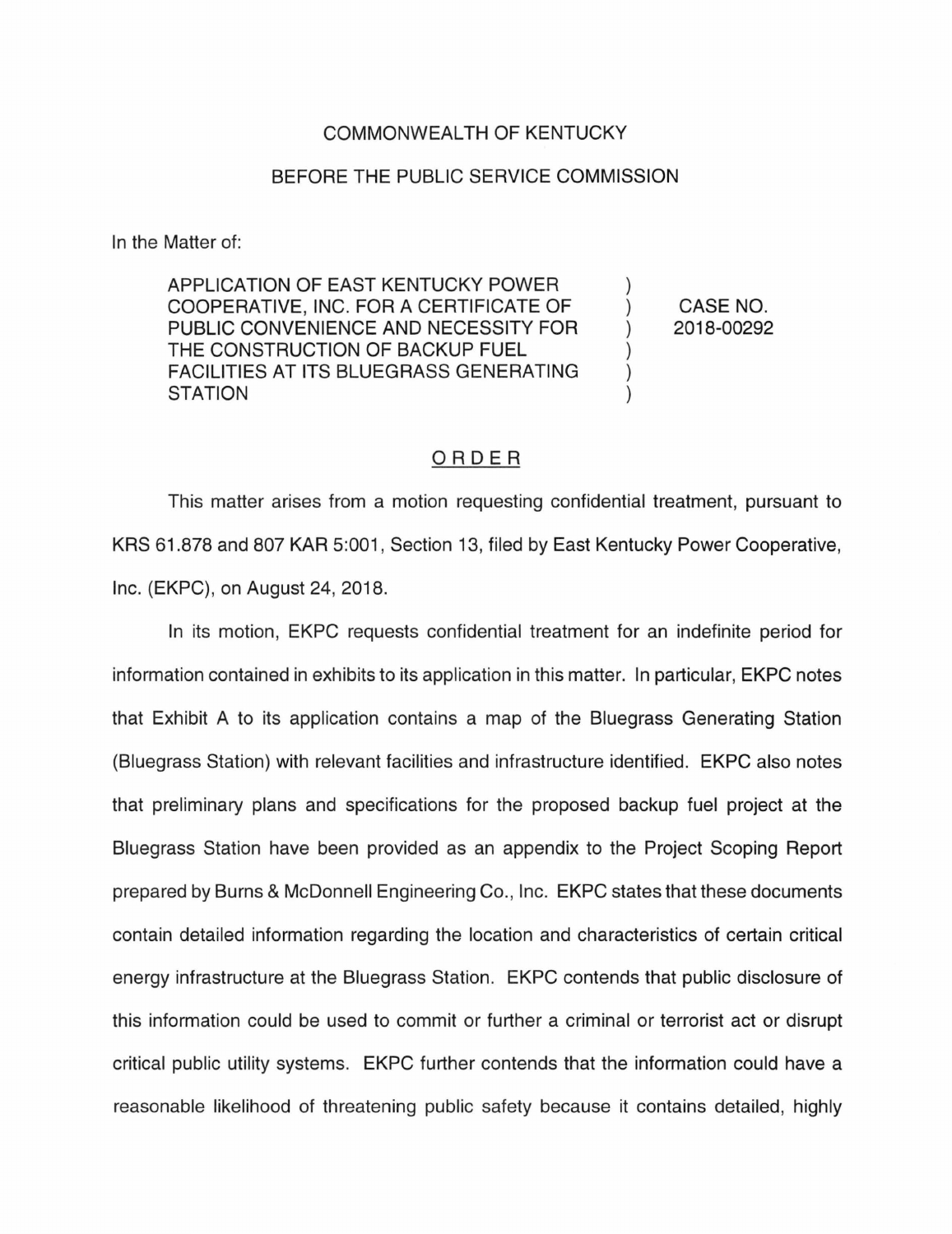COMMONWEALTH OF KENTUCKY

BEFORE THE PUBLIC SERVICE COMMISSION

In the Matter of:

| | | |
|---|---|---|
| APPLICATION OF EAST KENTUCKY POWER COOPERATIVE, INC. FOR A CERTIFICATE OF PUBLIC CONVENIENCE AND NECESSITY FOR THE CONSTRUCTION OF BACKUP FUEL FACILITIES AT ITS BLUEGRASS GENERATING STATION | ) ) ) ) ) ) | CASE NO. 2018-00292 |

## ORDER

This matter arises from a motion requesting confidential treatment, pursuant to KRS 61.878 and 807 KAR 5:001, Section 13, filed by East Kentucky Power Cooperative, Inc. (EKPC), on August 24, 2018.

In its motion, EKPC requests confidential treatment for an indefinite period for information contained in exhibits to its application in this matter. In particular, EKPC notes that Exhibit A to its application contains a map of the Bluegrass Generating Station (Bluegrass Station) with relevant facilities and infrastructure identified. EKPC also notes that preliminary plans and specifications for the proposed backup fuel project at the Bluegrass Station have been provided as an appendix to the Project Scoping Report prepared by Burns & McDonnell Engineering Co., Inc. EKPC states that these documents contain detailed information regarding the location and characteristics of certain critical energy infrastructure at the Bluegrass Station. EKPC contends that public disclosure of this information could be used to commit or further a criminal or terrorist act or disrupt critical public utility systems. EKPC further contends that the information could have a reasonable likelihood of threatening public safety because it contains detailed, highly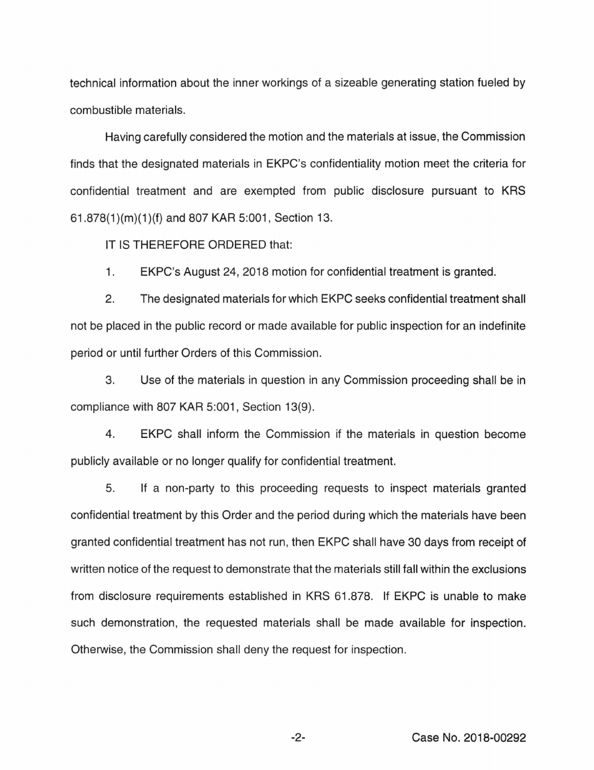technical information about the inner workings of a sizeable generating station fueled by combustible materials.

Having carefully considered the motion and the materials at issue, the Commission finds that the designated materials in EKPC's confidentiality motion meet the criteria for confidential treatment and are exempted from public disclosure pursuant to KRS 61.878(1)(m)(1)(f) and 807 KAR 5:001, Section 13.

IT IS THEREFORE ORDERED that:

1. EKPC's August 24, 2018 motion for confidential treatment is granted.

2. The designated materials for which EKPC seeks confidential treatment shall not be placed in the public record or made available for public inspection for an indefinite period or until further Orders of this Commission.

3. Use of the materials in question in any Commission proceeding shall be in compliance with 807 KAR 5:001, Section 13(9).

4. EKPC shall inform the Commission if the materials in question become publicly available or no longer qualify for confidential treatment.

5. If a non-party to this proceeding requests to inspect materials granted confidential treatment by this Order and the period during which the materials have been granted confidential treatment has not run, then EKPC shall have 30 days from receipt of written notice of the request to demonstrate that the materials still fall within the exclusions from disclosure requirements established in KRS 61.878. If EKPC is unable to make such demonstration, the requested materials shall be made available for inspection. Otherwise, the Commission shall deny the request for inspection.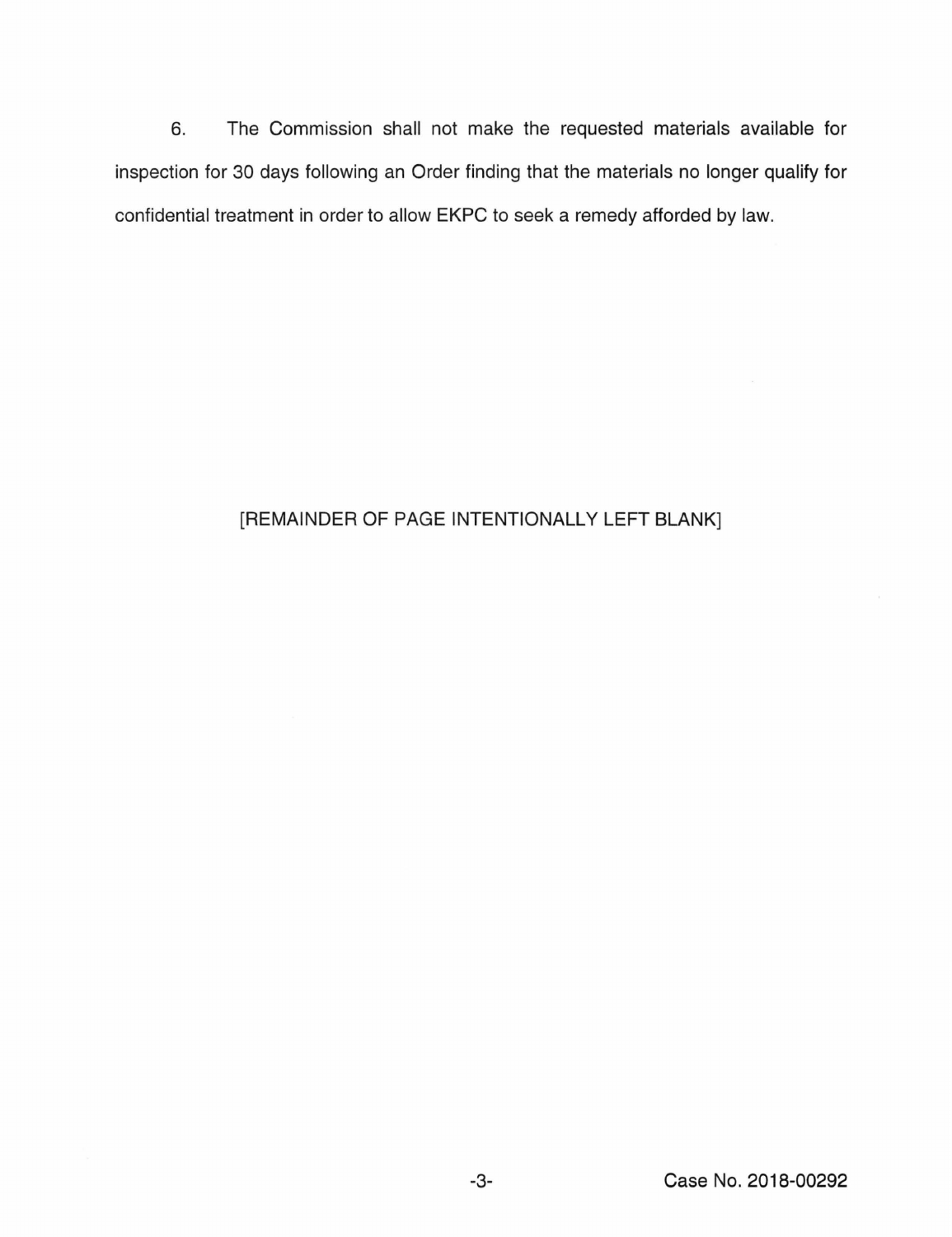6. The Commission shall not make the requested materials available for inspection for 30 days following an Order finding that the materials no longer qualify for confidential treatment in order to allow EKPC to seek a remedy afforded by law.

[REMAINDER OF PAGE INTENTIONALLY LEFT BLANK]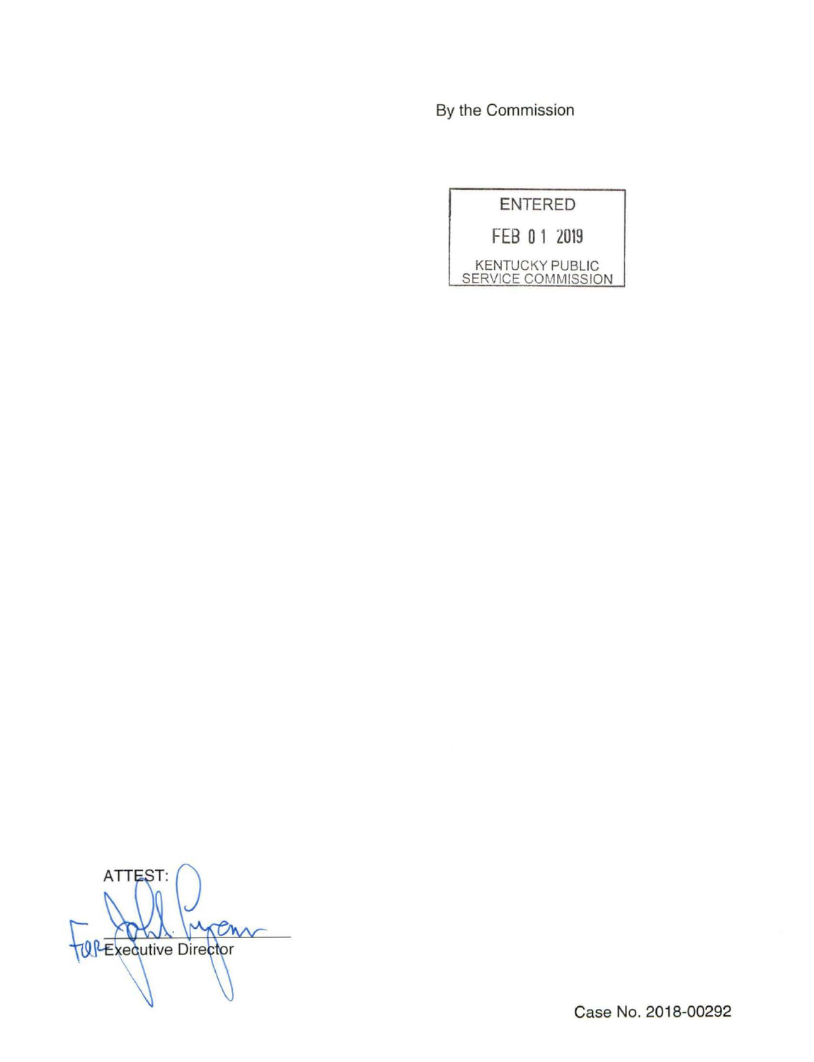By the Commission

ENTERED

FEB 01 2019

KENTUCKY PUBLIC SERVICE COMMISSION

ATTEST:

For Executive Director

Case No. 2018-00292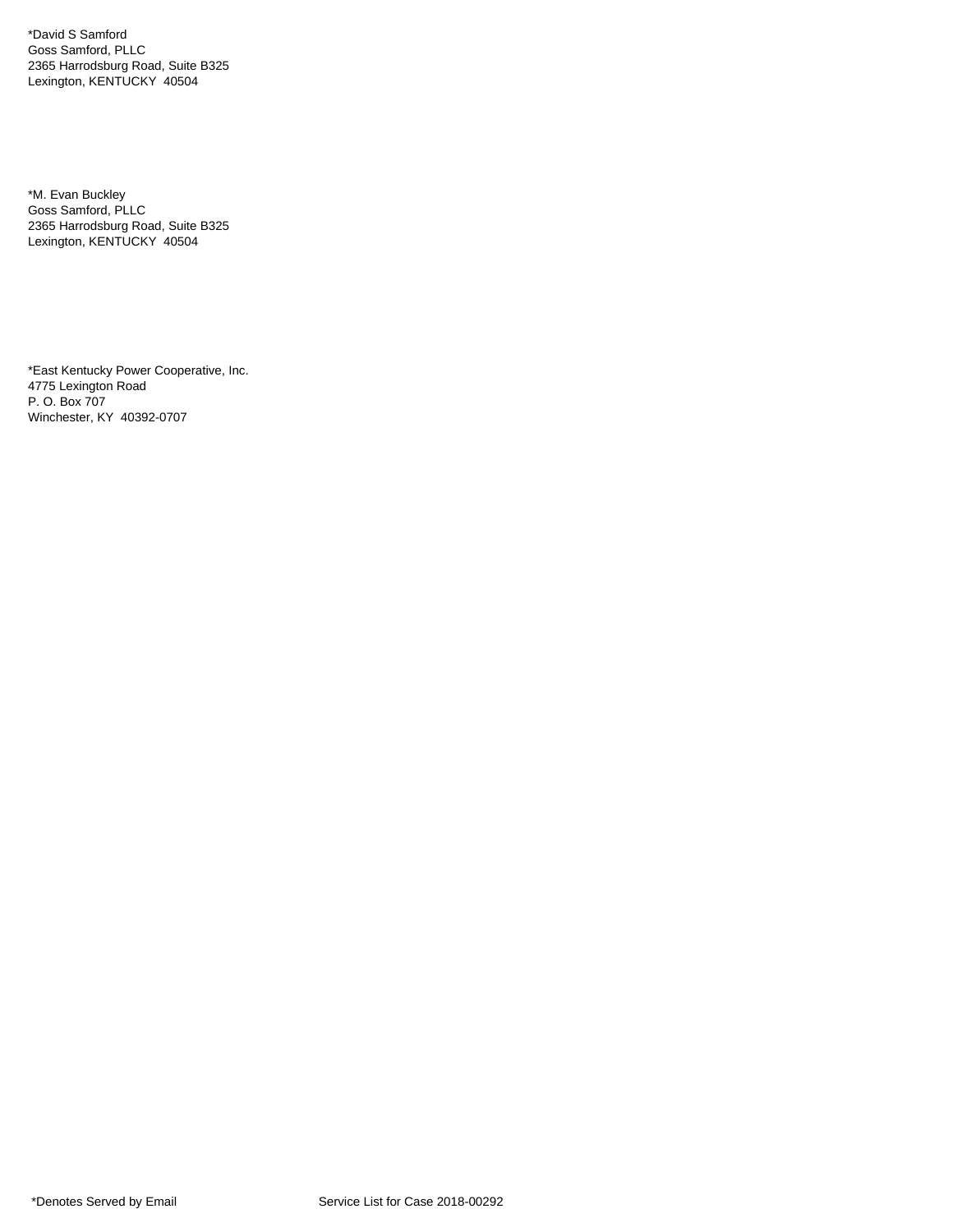*David S Samford
Goss Samford, PLLC
2365 Harrodsburg Road, Suite B325
Lexington, KENTUCKY  40504

*M. Evan Buckley
Goss Samford, PLLC
2365 Harrodsburg Road, Suite B325
Lexington, KENTUCKY  40504

*East Kentucky Power Cooperative, Inc.
4775 Lexington Road
P. O. Box 707
Winchester, KY  40392-0707

*Denotes Served by Email

Service List for Case 2018-00292